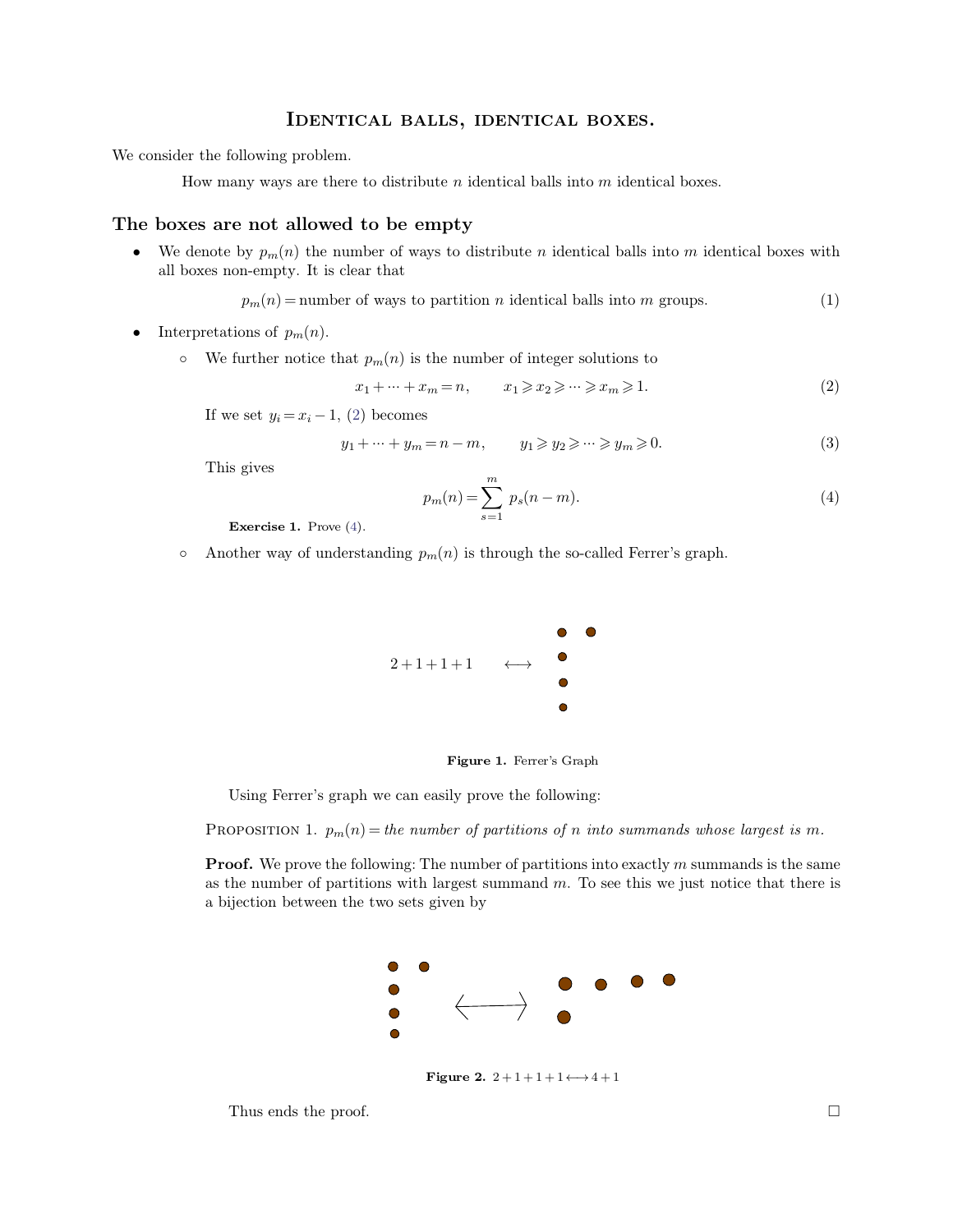# Identical balls, identical boxes.

We consider the following problem.

> How many ways are there to distribute $n$ identical balls into $m$ identical boxes.

## The boxes are not allowed to be empty

- We denote by $p_m(n)$ the number of ways to distribute $n$ identical balls into $m$ identical boxes with all boxes non-empty. It is clear that

$$p_m(n) = \text{number of ways to partition } n \text{ identical balls into } m \text{ groups.} \tag{1}$$

- Interpretations of $p_m(n)$.
  - We further notice that $p_m(n)$ is the number of integer solutions to

$$x_1 + \cdots + x_m = n, \qquad x_1 \geqslant x_2 \geqslant \cdots \geqslant x_m \geqslant 1. \tag{2}$$

    If we set $y_i = x_i - 1$, (2) becomes

$$y_1 + \cdots + y_m = n - m, \qquad y_1 \geqslant y_2 \geqslant \cdots \geqslant y_m \geqslant 0. \tag{3}$$

    This gives

$$p_m(n) = \sum_{s=1}^{m} p_s(n-m). \tag{4}$$

    **Exercise 1.** Prove (4).

  - Another way of understanding $p_m(n)$ is through the so-called Ferrer's graph.

$2+1+1+1 \longleftrightarrow$

**Figure 1.** Ferrer's Graph

Using Ferrer's graph we can easily prove the following:

Proposition 1. $p_m(n) =$ *the number of partitions of* $n$ *into summands whose largest is* $m$.

**Proof.** We prove the following: The number of partitions into exactly $m$ summands is the same as the number of partitions with largest summand $m$. To see this we just notice that there is a bijection between the two sets given by

**Figure 2.** $2+1+1+1 \longleftrightarrow 4+1$

Thus ends the proof. □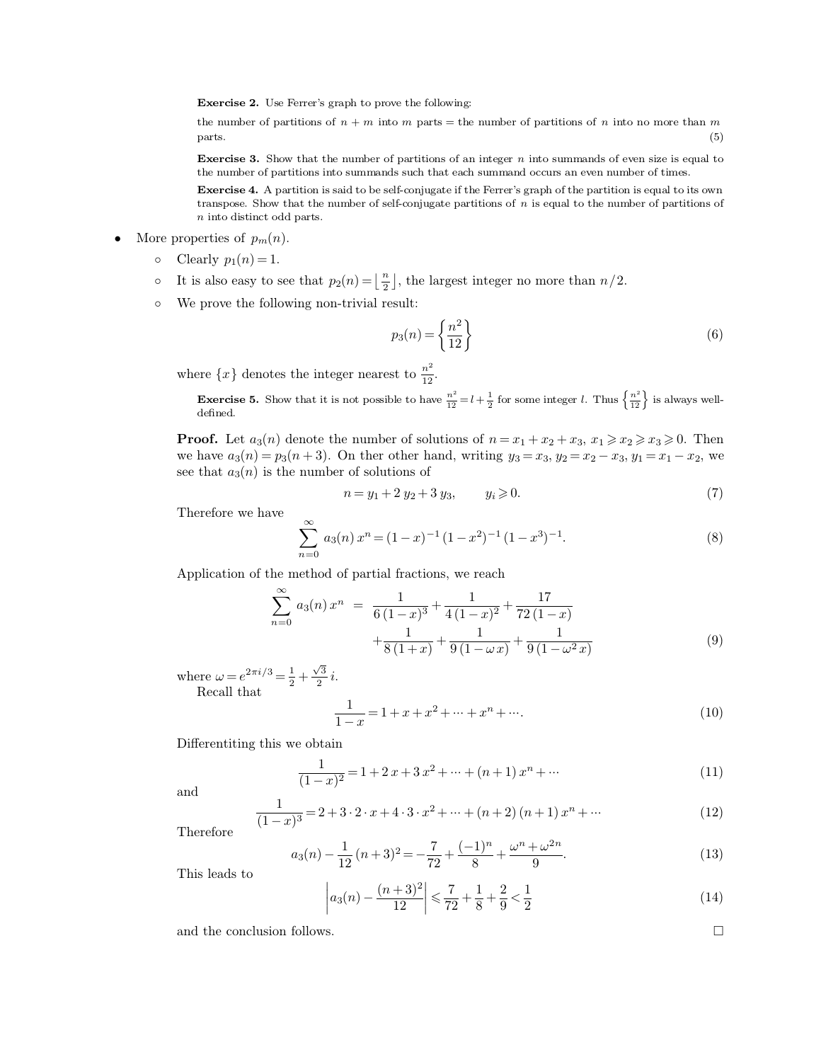**Exercise 2.** Use Ferrer's graph to prove the following:

the number of partitions of $n+m$ into $m$ parts = the number of partitions of $n$ into no more than $m$ parts. (5)

**Exercise 3.** Show that the number of partitions of an integer $n$ into summands of even size is equal to the number of partitions into summands such that each summand occurs an even number of times.

**Exercise 4.** A partition is said to be self-conjugate if the Ferrer's graph of the partition is equal to its own transpose. Show that the number of self-conjugate partitions of $n$ is equal to the number of partitions of $n$ into distinct odd parts.

- More properties of $p_m(n)$.
  - Clearly $p_1(n) = 1$.
  - It is also easy to see that $p_2(n) = \left\lfloor \frac{n}{2} \right\rfloor$, the largest integer no more than $n/2$.
  - We prove the following non-trivial result:

$$p_3(n) = \left\{ \frac{n^2}{12} \right\} \tag{6}$$

where $\{x\}$ denotes the integer nearest to $\frac{n^2}{12}$.

**Exercise 5.** Show that it is not possible to have $\frac{n^2}{12} = l + \frac{1}{2}$ for some integer $l$. Thus $\left\{ \frac{n^2}{12} \right\}$ is always well-defined.

**Proof.** Let $a_3(n)$ denote the number of solutions of $n = x_1 + x_2 + x_3$, $x_1 \geqslant x_2 \geqslant x_3 \geqslant 0$. Then we have $a_3(n) = p_3(n+3)$. On ther other hand, writing $y_3 = x_3$, $y_2 = x_2 - x_3$, $y_1 = x_1 - x_2$, we see that $a_3(n)$ is the number of solutions of

$$n = y_1 + 2\, y_2 + 3\, y_3, \qquad y_i \geqslant 0. \tag{7}$$

Therefore we have

$$\sum_{n=0}^{\infty} a_3(n)\, x^n = (1-x)^{-1} (1-x^2)^{-1} (1-x^3)^{-1}. \tag{8}$$

Application of the method of partial fractions, we reach

$$\begin{aligned} \sum_{n=0}^{\infty} a_3(n)\, x^n &= \frac{1}{6\,(1-x)^3} + \frac{1}{4\,(1-x)^2} + \frac{17}{72\,(1-x)} \\ &\quad + \frac{1}{8\,(1+x)} + \frac{1}{9\,(1-\omega\, x)} + \frac{1}{9\,(1-\omega^2\, x)} \end{aligned} \tag{9}$$

where $\omega = e^{2\pi i/3} = \frac{1}{2} + \frac{\sqrt{3}}{2}\, i$.

Recall that

$$\frac{1}{1-x} = 1 + x + x^2 + \cdots + x^n + \cdots. \tag{10}$$

Differentiting this we obtain

$$\frac{1}{(1-x)^2} = 1 + 2\, x + 3\, x^2 + \cdots + (n+1)\, x^n + \cdots \tag{11}$$

and

$$\frac{1}{(1-x)^3} = 2 + 3 \cdot 2 \cdot x + 4 \cdot 3 \cdot x^2 + \cdots + (n+2)\,(n+1)\, x^n + \cdots \tag{12}$$

Therefore

$$a_3(n) - \frac{1}{12}\,(n+3)^2 = -\frac{7}{72} + \frac{(-1)^n}{8} + \frac{\omega^n + \omega^{2n}}{9}. \tag{13}$$

This leads to

$$\left| a_3(n) - \frac{(n+3)^2}{12} \right| \leqslant \frac{7}{72} + \frac{1}{8} + \frac{2}{9} < \frac{1}{2} \tag{14}$$

and the conclusion follows. $\square$